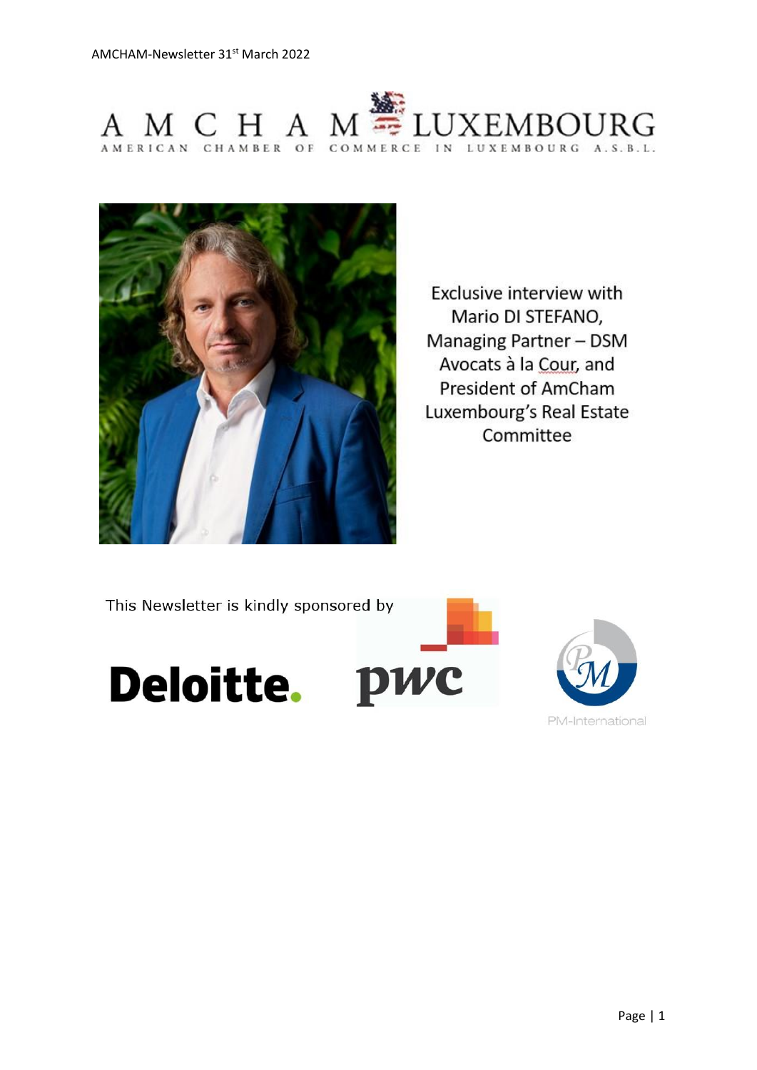# AMCHAM LUXEMBOURG

AMERICAN CHAMBER OF COMMERCE IN LUXEMBOURG A.S.B.L.

Exclusive interview with Mario DI STEFANO, Managing Partner – DSM Avocats à la Cour, and President of AmCham Luxembourg's Real Estate Committee

This Newsletter is kindly sponsored by

Deloitte. pwc PM-International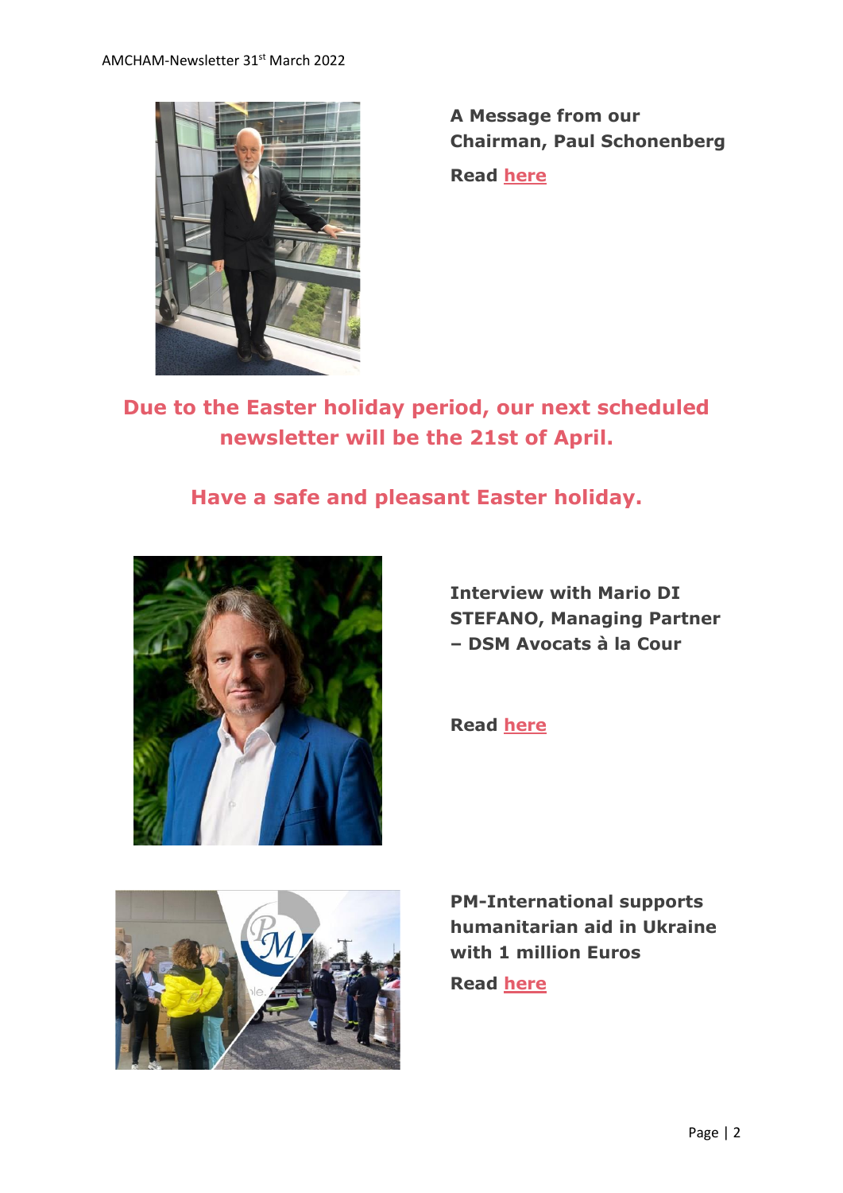**A Message from our Chairman, Paul Schonenberg**

**Read here**

**Due to the Easter holiday period, our next scheduled newsletter will be the 21st of April.**

**Have a safe and pleasant Easter holiday.**

**Interview with Mario DI STEFANO, Managing Partner – DSM Avocats à la Cour**

**Read here**

**PM-International supports humanitarian aid in Ukraine with 1 million Euros**

**Read here**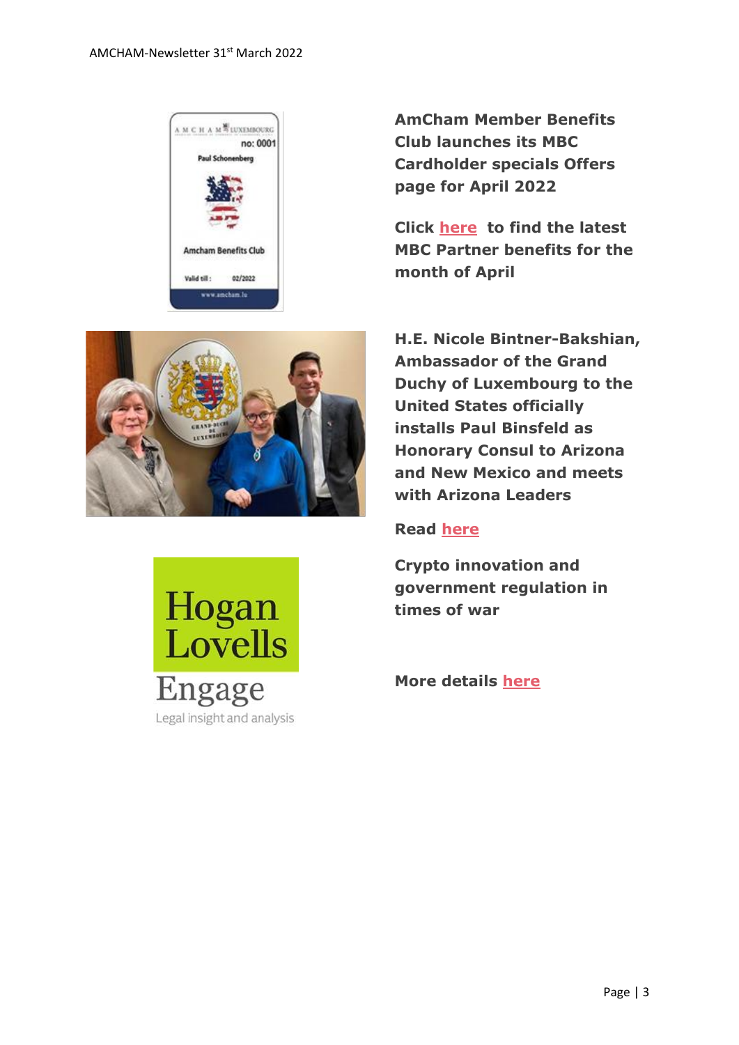**AmCham Member Benefits Club launches its MBC Cardholder specials Offers page for April 2022**

**Click here to find the latest MBC Partner benefits for the month of April**

**H.E. Nicole Bintner-Bakshian, Ambassador of the Grand Duchy of Luxembourg to the United States officially installs Paul Binsfeld as Honorary Consul to Arizona and New Mexico and meets with Arizona Leaders**

**Read here**

**Crypto innovation and government regulation in times of war**

**More details here**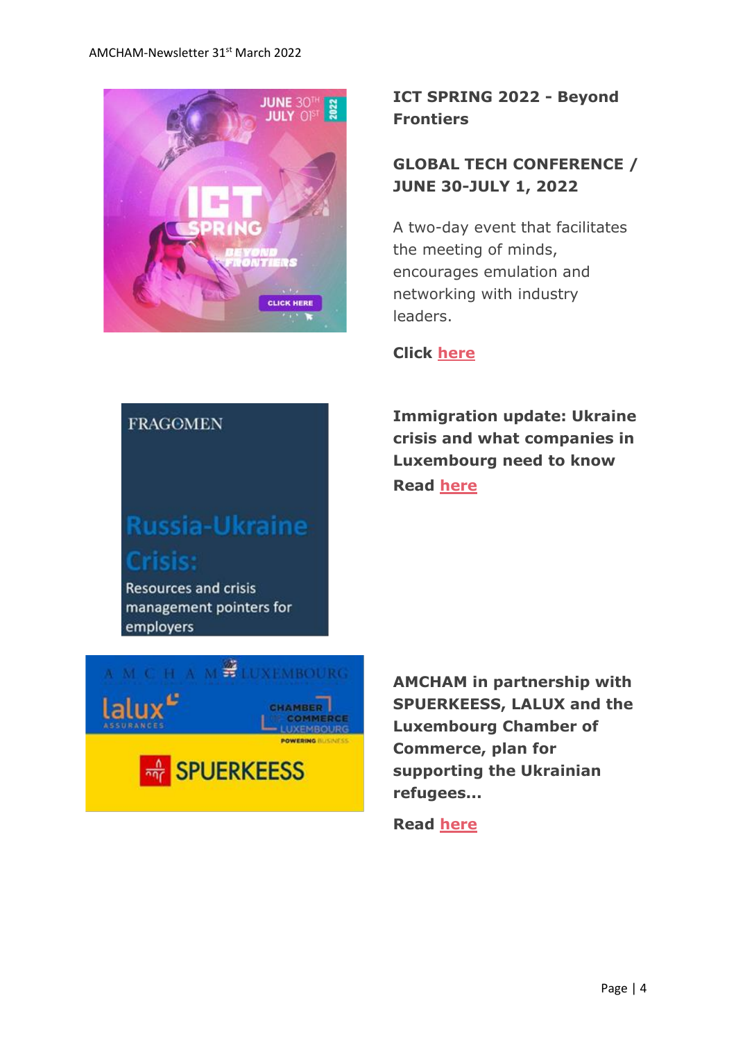**ICT SPRING 2022 - Beyond Frontiers**

**GLOBAL TECH CONFERENCE / JUNE 30-JULY 1, 2022**

A two-day event that facilitates the meeting of minds, encourages emulation and networking with industry leaders.

**Click here**

**Immigration update: Ukraine crisis and what companies in Luxembourg need to know**

**Read here**

**AMCHAM in partnership with SPUERKEESS, LALUX and the Luxembourg Chamber of Commerce, plan for supporting the Ukrainian refugees...**

**Read here**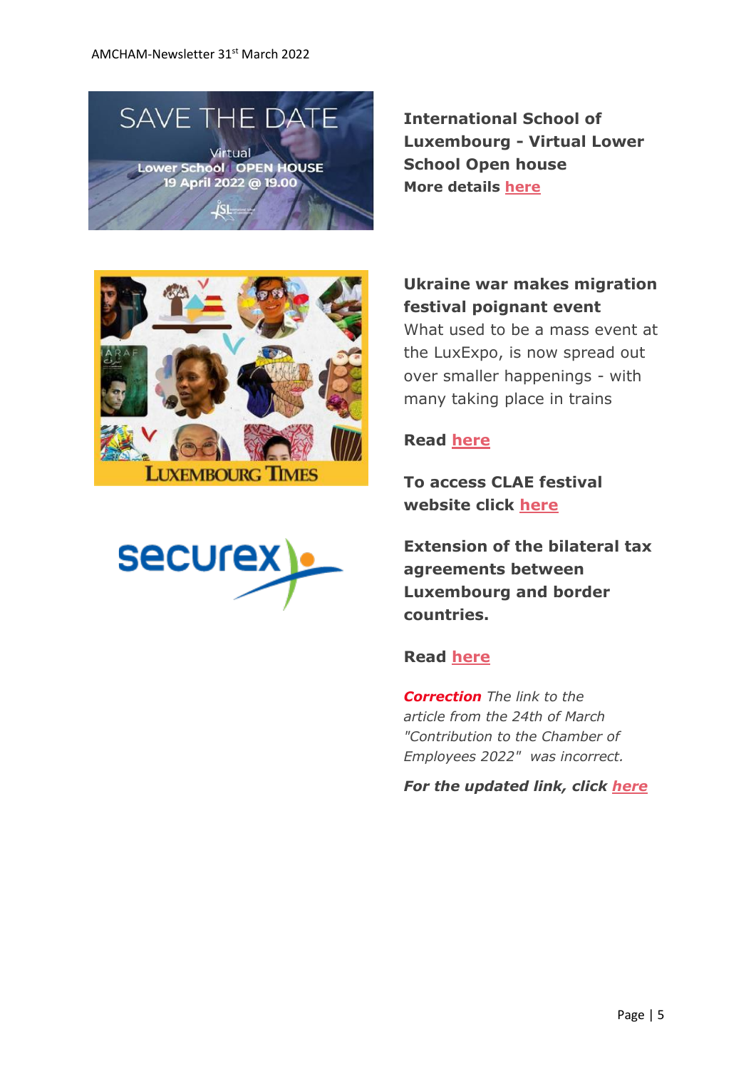**International School of Luxembourg - Virtual Lower School Open house**
**More details here**

**Ukraine war makes migration festival poignant event**

What used to be a mass event at the LuxExpo, is now spread out over smaller happenings - with many taking place in trains

**Read here**

**To access CLAE festival website click here**

**Extension of the bilateral tax agreements between Luxembourg and border countries.**

**Read here**

***Correction*** *The link to the article from the 24th of March "Contribution to the Chamber of Employees 2022" was incorrect.*

***For the updated link, click here***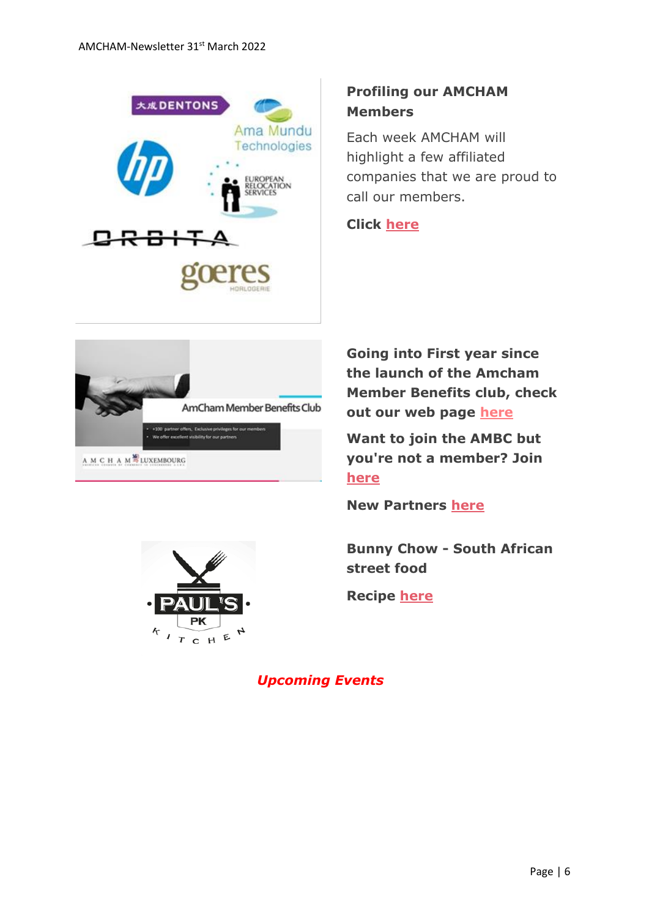### Profiling our AMCHAM Members

Each week AMCHAM will highlight a few affiliated companies that we are proud to call our members.

**Click here**

**Going into First year since the launch of the Amcham Member Benefits club, check out our web page here**

**Want to join the AMBC but you're not a member? Join here**

**New Partners here**

**Bunny Chow - South African street food**

**Recipe here**

## *Upcoming Events*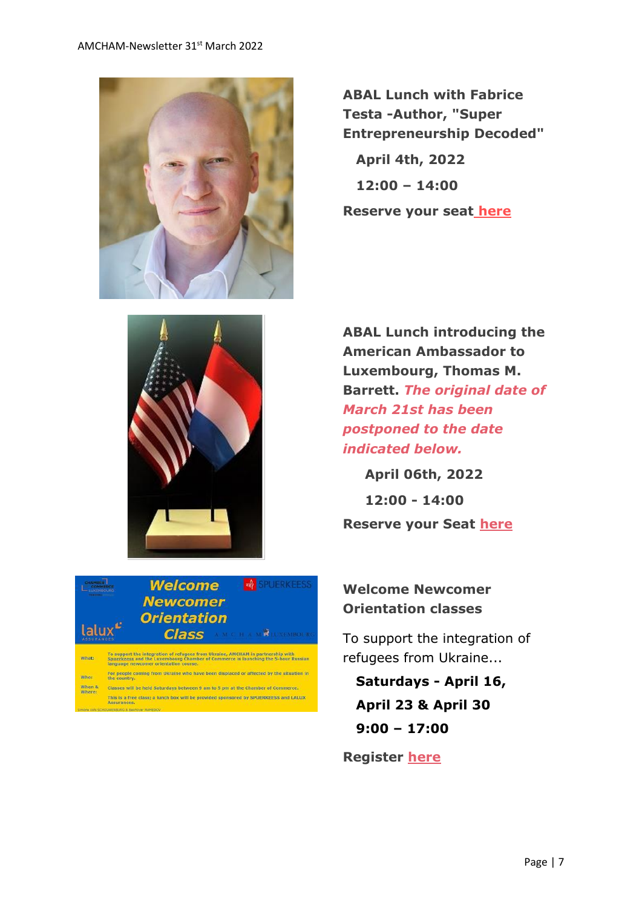**ABAL Lunch with Fabrice Testa -Author, "Super Entrepreneurship Decoded"**

**April 4th, 2022**

**12:00 – 14:00**

**Reserve your seat here**

**ABAL Lunch introducing the American Ambassador to Luxembourg, Thomas M. Barrett.** ***The original date of March 21st has been postponed to the date indicated below.***

**April 06th, 2022**

**12:00 - 14:00**

**Reserve your Seat here**

**Welcome Newcomer Orientation classes**

To support the integration of refugees from Ukraine...

**Saturdays - April 16, April 23 & April 30**

**9:00 – 17:00**

**Register here**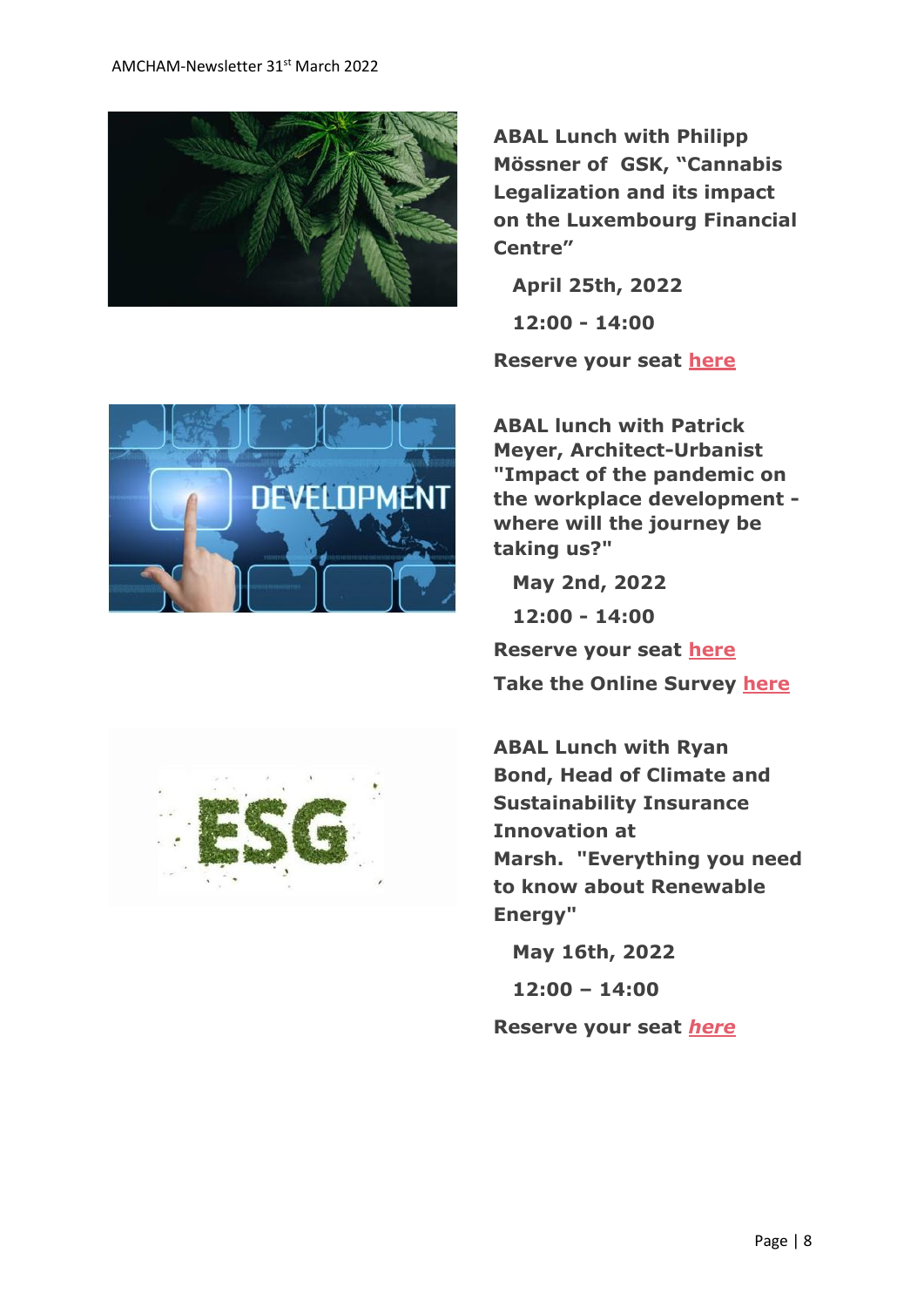**ABAL Lunch with Philipp Mössner of GSK, "Cannabis Legalization and its impact on the Luxembourg Financial Centre"**

**April 25th, 2022**

**12:00 - 14:00**

**Reserve your seat here**

**ABAL lunch with Patrick Meyer, Architect-Urbanist "Impact of the pandemic on the workplace development - where will the journey be taking us?"**

**May 2nd, 2022**

**12:00 - 14:00**

**Reserve your seat here**

**Take the Online Survey here**

**ABAL Lunch with Ryan Bond, Head of Climate and Sustainability Insurance Innovation at Marsh. "Everything you need to know about Renewable Energy"**

**May 16th, 2022**

**12:00 – 14:00**

**Reserve your seat *here***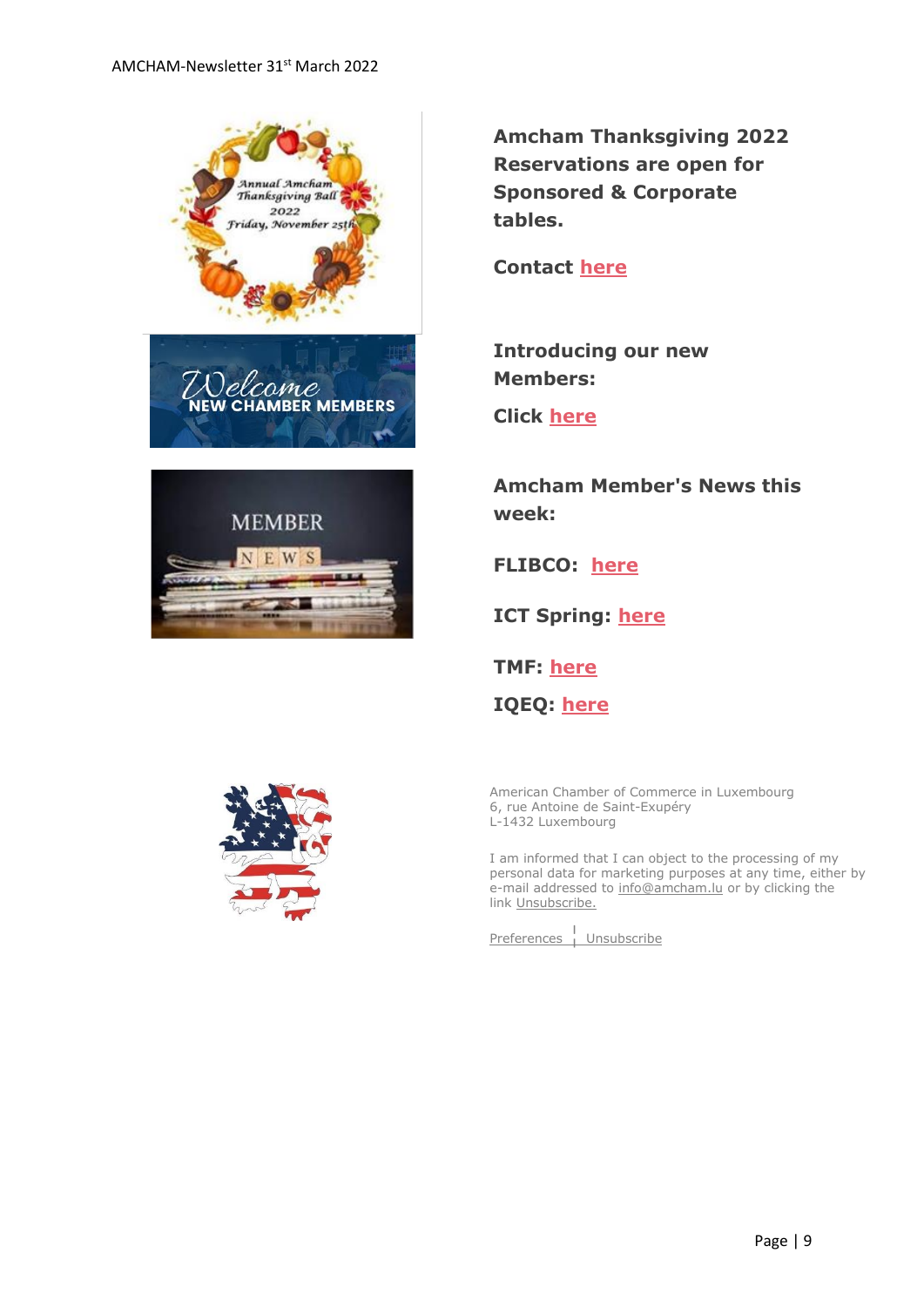**Amcham Thanksgiving 2022 Reservations are open for Sponsored & Corporate tables.**

**Contact here**

**Introducing our new Members:**

**Click here**

**Amcham Member's News this week:**

**FLIBCO: here**

**ICT Spring: here**

**TMF: here**

**IQEQ: here**

American Chamber of Commerce in Luxembourg
6, rue Antoine de Saint-Exupéry
L-1432 Luxembourg

I am informed that I can object to the processing of my personal data for marketing purposes at any time, either by e-mail addressed to info@amcham.lu or by clicking the link Unsubscribe.

Preferences | Unsubscribe